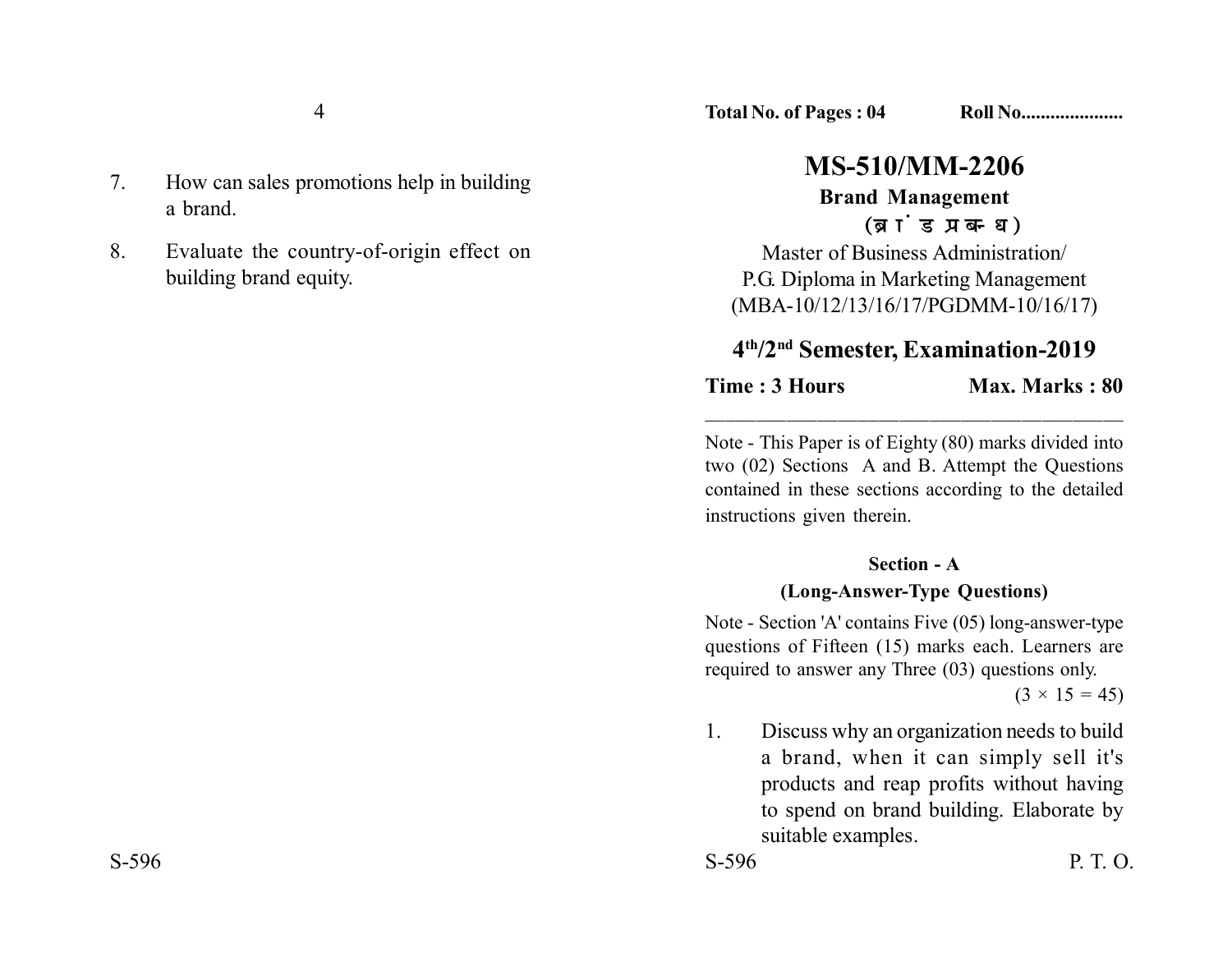**Total No. of Pages : 04** **Roll No....................**

# MS-510/MM-2206

## Brand Management

**(ब्रांड प्रबन्ध)**

Master of Business Administration/
P.G. Diploma in Marketing Management
(MBA-10/12/13/16/17/PGDMM-10/16/17)

## 4th/2nd Semester, Examination-2019

**Time : 3 Hours** **Max. Marks : 80**

---

Note - This Paper is of Eighty (80) marks divided into two (02) Sections A and B. Attempt the Questions contained in these sections according to the detailed instructions given therein.

### Section - A

**(Long-Answer-Type Questions)**

Note - Section 'A' contains Five (05) long-answer-type questions of Fifteen (15) marks each. Learners are required to answer any Three (03) questions only.

$(3 \times 15 = 45)$

1. Discuss why an organization needs to build a brand, when it can simply sell it's products and reap profits without having to spend on brand building. Elaborate by suitable examples.

7. How can sales promotions help in building a brand.

8. Evaluate the country-of-origin effect on building brand equity.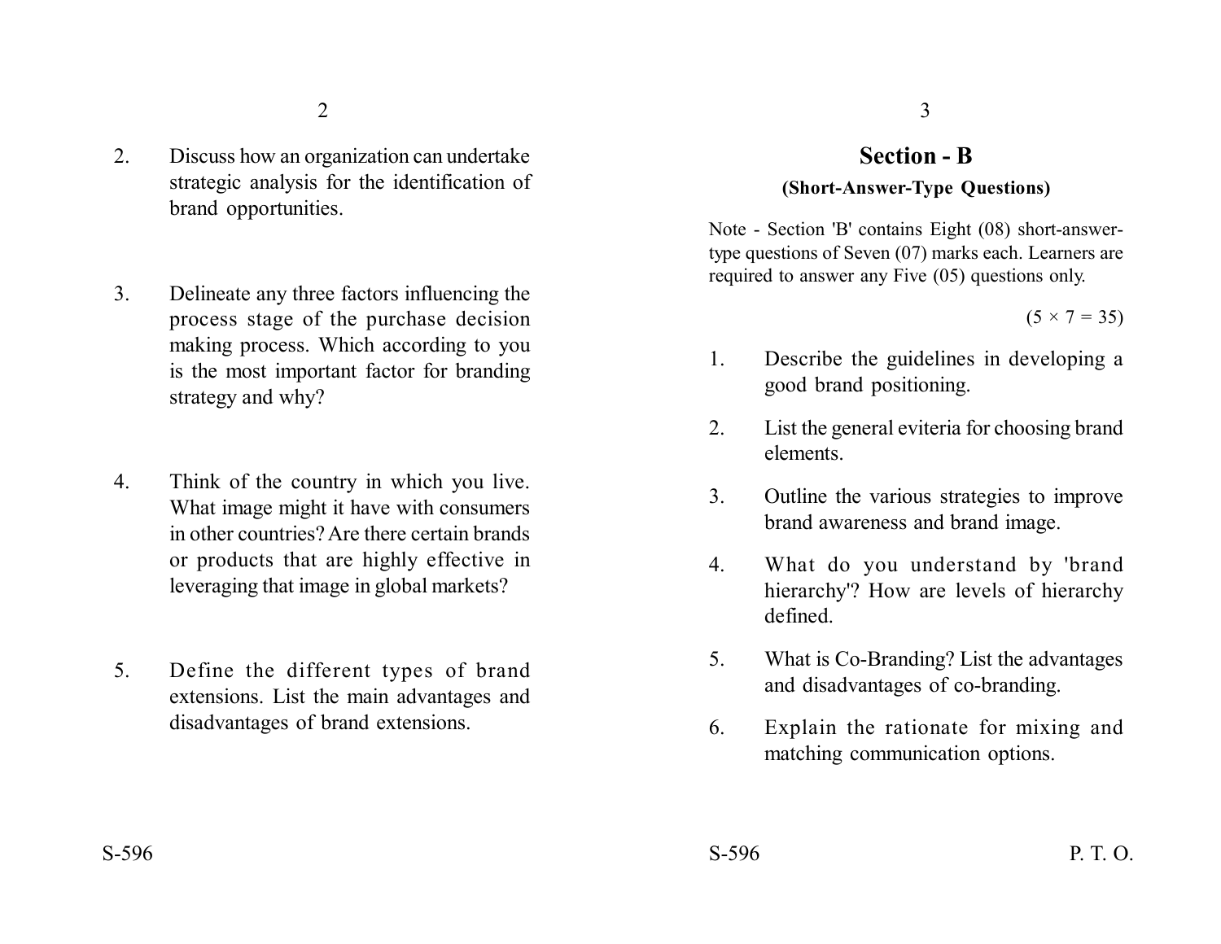2. Discuss how an organization can undertake strategic analysis for the identification of brand opportunities.

3. Delineate any three factors influencing the process stage of the purchase decision making process. Which according to you is the most important factor for branding strategy and why?

4. Think of the country in which you live. What image might it have with consumers in other countries? Are there certain brands or products that are highly effective in leveraging that image in global markets?

5. Define the different types of brand extensions. List the main advantages and disadvantages of brand extensions.

## Section - B

### (Short-Answer-Type Questions)

Note - Section 'B' contains Eight (08) short-answer-type questions of Seven (07) marks each. Learners are required to answer any Five (05) questions only.

(5 × 7 = 35)

1. Describe the guidelines in developing a good brand positioning.

2. List the general eviteria for choosing brand elements.

3. Outline the various strategies to improve brand awareness and brand image.

4. What do you understand by 'brand hierarchy'? How are levels of hierarchy defined.

5. What is Co-Branding? List the advantages and disadvantages of co-branding.

6. Explain the rationate for mixing and matching communication options.